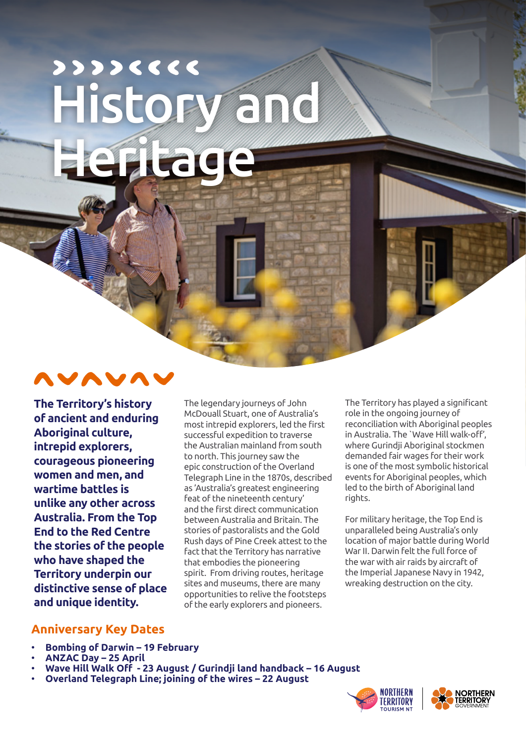# History and Heritage

**The Territory's history of ancient and enduring Aboriginal culture, intrepid explorers, courageous pioneering women and men, and wartime battles is unlike any other across Australia. From the Top End to the Red Centre the stories of the people who have shaped the Territory underpin our distinctive sense of place and unique identity.**

The legendary journeys of John McDouall Stuart, one of Australia's most intrepid explorers, led the first successful expedition to traverse the Australian mainland from south to north. This journey saw the epic construction of the Overland Telegraph Line in the 1870s, described as 'Australia's greatest engineering feat of the nineteenth century' and the first direct communication between Australia and Britain. The stories of pastoralists and the Gold Rush days of Pine Creek attest to the fact that the Territory has narrative that embodies the pioneering spirit. From driving routes, heritage sites and museums, there are many opportunities to relive the footsteps of the early explorers and pioneers.

The Territory has played a significant role in the ongoing journey of reconciliation with Aboriginal peoples in Australia. The `Wave Hill walk-off', where Gurindji Aboriginal stockmen demanded fair wages for their work is one of the most symbolic historical events for Aboriginal peoples, which led to the birth of Aboriginal land rights.

For military heritage, the Top End is unparalleled being Australia's only location of major battle during World War II. Darwin felt the full force of the war with air raids by aircraft of the Imperial Japanese Navy in 1942, wreaking destruction on the city.

## Anniversary Key Dates

- **Bombing of Darwin – 19 February**
- **ANZAC Day – 25 April**
- **Wave Hill Walk Off - 23 August / Gurindji land handback – 16 August**
- **Overland Telegraph Line; joining of the wires – 22 August**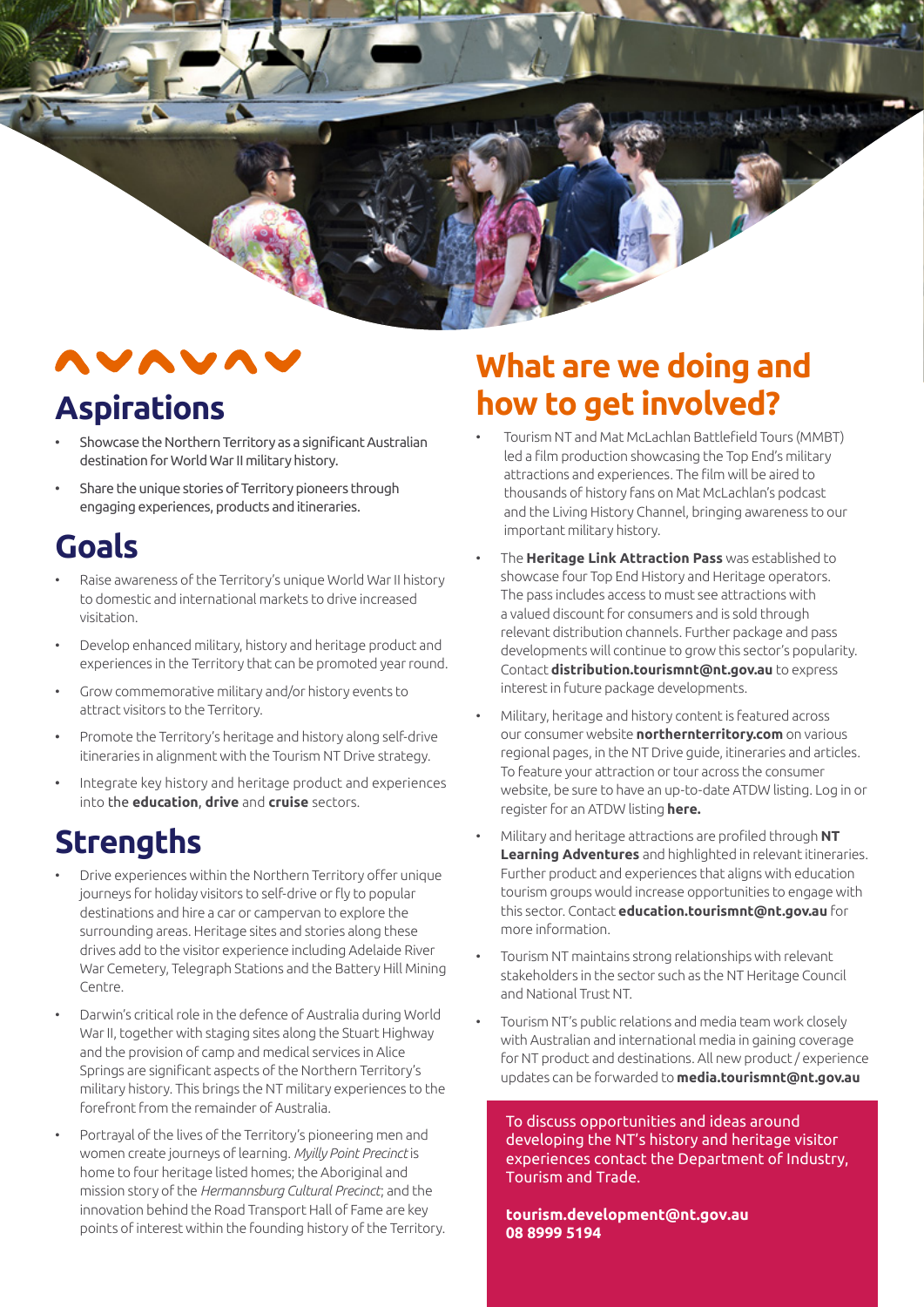## Aspirations

- Showcase the Northern Territory as a significant Australian destination for World War II military history.
- Share the unique stories of Territory pioneers through engaging experiences, products and itineraries.

## Goals

- Raise awareness of the Territory's unique World War II history to domestic and international markets to drive increased visitation.
- Develop enhanced military, history and heritage product and experiences in the Territory that can be promoted year round.
- Grow commemorative military and/or history events to attract visitors to the Territory.
- Promote the Territory's heritage and history along self-drive itineraries in alignment with the Tourism NT Drive strategy.
- Integrate key history and heritage product and experiences into the **education**, **drive** and **cruise** sectors.

## Strengths

- Drive experiences within the Northern Territory offer unique journeys for holiday visitors to self-drive or fly to popular destinations and hire a car or campervan to explore the surrounding areas. Heritage sites and stories along these drives add to the visitor experience including Adelaide River War Cemetery, Telegraph Stations and the Battery Hill Mining Centre.
- Darwin's critical role in the defence of Australia during World War II, together with staging sites along the Stuart Highway and the provision of camp and medical services in Alice Springs are significant aspects of the Northern Territory's military history. This brings the NT military experiences to the forefront from the remainder of Australia.
- Portrayal of the lives of the Territory's pioneering men and women create journeys of learning. *Myilly Point Precinct* is home to four heritage listed homes; the Aboriginal and mission story of the *Hermannsburg Cultural Precinct*; and the innovation behind the Road Transport Hall of Fame are key points of interest within the founding history of the Territory.

## What are we doing and how to get involved?

- Tourism NT and Mat McLachlan Battlefield Tours (MMBT) led a film production showcasing the Top End's military attractions and experiences. The film will be aired to thousands of history fans on Mat McLachlan's podcast and the Living History Channel, bringing awareness to our important military history.
- The **Heritage Link Attraction Pass** was established to showcase four Top End History and Heritage operators. The pass includes access to must see attractions with a valued discount for consumers and is sold through relevant distribution channels. Further package and pass developments will continue to grow this sector's popularity. Contact **distribution.tourismnt@nt.gov.au** to express interest in future package developments.
- Military, heritage and history content is featured across our consumer website **northernterritory.com** on various regional pages, in the NT Drive guide, itineraries and articles. To feature your attraction or tour across the consumer website, be sure to have an up-to-date ATDW listing. Log in or register for an ATDW listing **here.**
- Military and heritage attractions are profiled through **NT Learning Adventures** and highlighted in relevant itineraries. Further product and experiences that aligns with education tourism groups would increase opportunities to engage with this sector. Contact **education.tourismnt@nt.gov.au** for more information.
- Tourism NT maintains strong relationships with relevant stakeholders in the sector such as the NT Heritage Council and National Trust NT.
- Tourism NT's public relations and media team work closely with Australian and international media in gaining coverage for NT product and destinations. All new product / experience updates can be forwarded to **media.tourismnt@nt.gov.au**

To discuss opportunities and ideas around developing the NT's history and heritage visitor experiences contact the Department of Industry, Tourism and Trade.

**tourism.development@nt.gov.au**
**08 8999 5194**